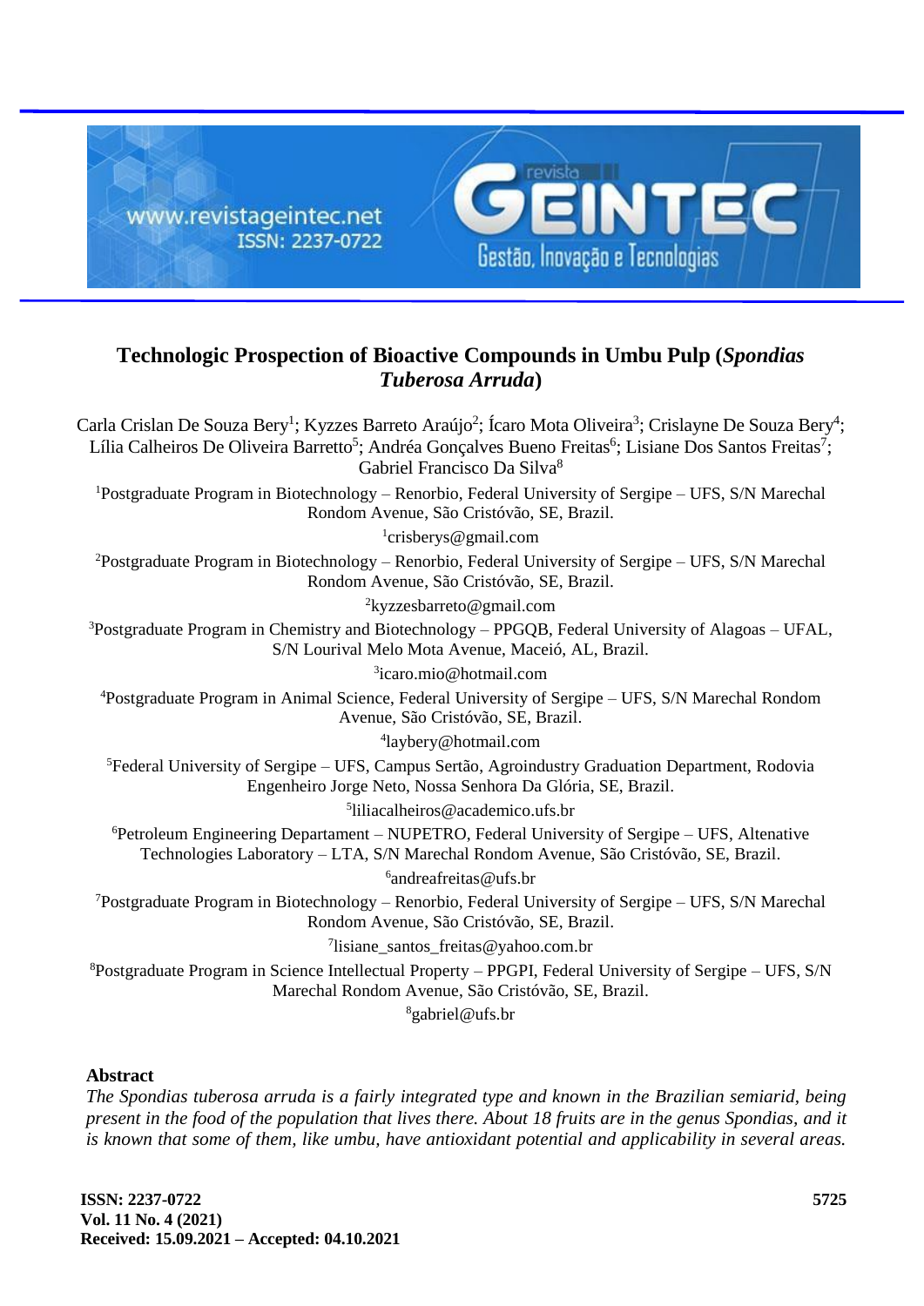# Technologic Prospection of Bioactive Compounds in Umbu Pulp (*Spondias Tuberosa Arruda*)

Carla Crislan De Souza Bery[1]; Kyzzes Barreto Araújo[2]; Ícaro Mota Oliveira[3]; Crislayne De Souza Bery[4]; Lília Calheiros De Oliveira Barretto[5]; Andréa Gonçalves Bueno Freitas[6]; Lisiane Dos Santos Freitas[7]; Gabriel Francisco Da Silva[8]

[1]Postgraduate Program in Biotechnology – Renorbio, Federal University of Sergipe – UFS, S/N Marechal Rondom Avenue, São Cristóvão, SE, Brazil.

[1]crisberys@gmail.com

[2]Postgraduate Program in Biotechnology – Renorbio, Federal University of Sergipe – UFS, S/N Marechal Rondom Avenue, São Cristóvão, SE, Brazil.

[2]kyzzesbarreto@gmail.com

[3]Postgraduate Program in Chemistry and Biotechnology – PPGQB, Federal University of Alagoas – UFAL, S/N Lourival Melo Mota Avenue, Maceió, AL, Brazil.

[3]icaro.mio@hotmail.com

[4]Postgraduate Program in Animal Science, Federal University of Sergipe – UFS, S/N Marechal Rondom Avenue, São Cristóvão, SE, Brazil.

[4]laybery@hotmail.com

[5]Federal University of Sergipe – UFS, Campus Sertão, Agroindustry Graduation Department, Rodovia Engenheiro Jorge Neto, Nossa Senhora Da Glória, SE, Brazil.

[5]liliacalheiros@academico.ufs.br

[6]Petroleum Engineering Departament – NUPETRO, Federal University of Sergipe – UFS, Altenative Technologies Laboratory – LTA, S/N Marechal Rondom Avenue, São Cristóvão, SE, Brazil.

[6]andreafreitas@ufs.br

[7]Postgraduate Program in Biotechnology – Renorbio, Federal University of Sergipe – UFS, S/N Marechal Rondom Avenue, São Cristóvão, SE, Brazil.

[7]lisiane_santos_freitas@yahoo.com.br

[8]Postgraduate Program in Science Intellectual Property – PPGPI, Federal University of Sergipe – UFS, S/N Marechal Rondom Avenue, São Cristóvão, SE, Brazil.

[8]gabriel@ufs.br

## Abstract

*The Spondias tuberosa arruda is a fairly integrated type and known in the Brazilian semiarid, being present in the food of the population that lives there. About 18 fruits are in the genus Spondias, and it is known that some of them, like umbu, have antioxidant potential and applicability in several areas.*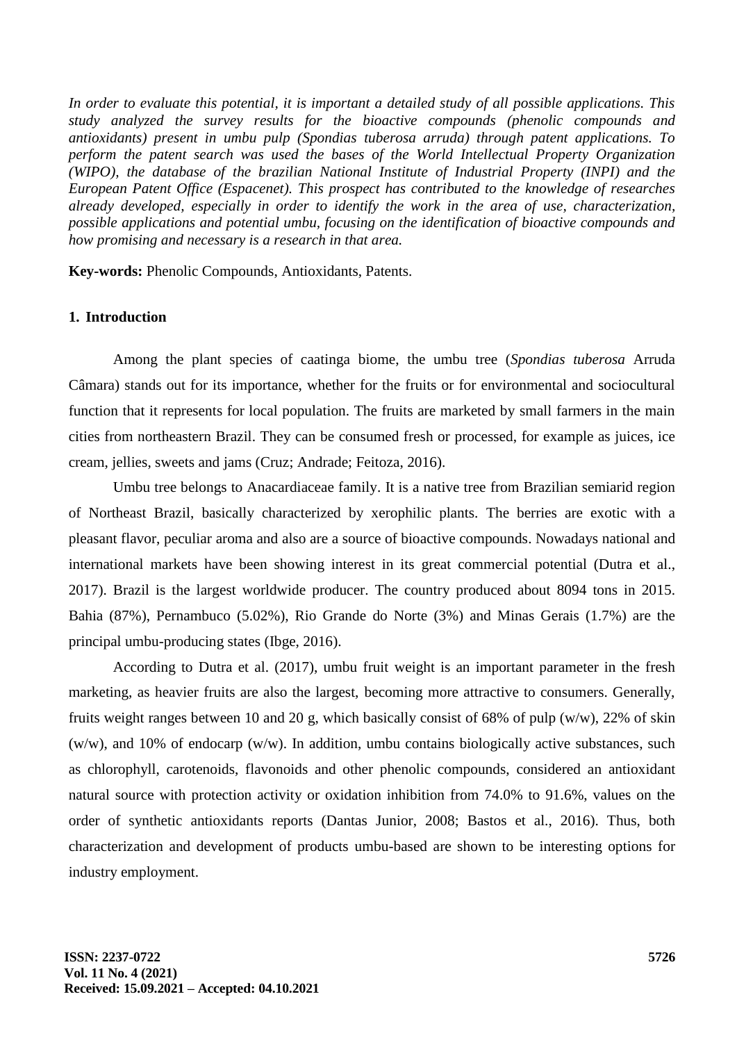*In order to evaluate this potential, it is important a detailed study of all possible applications. This study analyzed the survey results for the bioactive compounds (phenolic compounds and antioxidants) present in umbu pulp (Spondias tuberosa arruda) through patent applications. To perform the patent search was used the bases of the World Intellectual Property Organization (WIPO), the database of the brazilian National Institute of Industrial Property (INPI) and the European Patent Office (Espacenet). This prospect has contributed to the knowledge of researches already developed, especially in order to identify the work in the area of use, characterization, possible applications and potential umbu, focusing on the identification of bioactive compounds and how promising and necessary is a research in that area.*

**Key-words:** Phenolic Compounds, Antioxidants, Patents.

## 1. Introduction

Among the plant species of caatinga biome, the umbu tree (*Spondias tuberosa* Arruda Câmara) stands out for its importance, whether for the fruits or for environmental and sociocultural function that it represents for local population. The fruits are marketed by small farmers in the main cities from northeastern Brazil. They can be consumed fresh or processed, for example as juices, ice cream, jellies, sweets and jams (Cruz; Andrade; Feitoza, 2016).

Umbu tree belongs to Anacardiaceae family. It is a native tree from Brazilian semiarid region of Northeast Brazil, basically characterized by xerophilic plants. The berries are exotic with a pleasant flavor, peculiar aroma and also are a source of bioactive compounds. Nowadays national and international markets have been showing interest in its great commercial potential (Dutra et al., 2017). Brazil is the largest worldwide producer. The country produced about 8094 tons in 2015. Bahia (87%), Pernambuco (5.02%), Rio Grande do Norte (3%) and Minas Gerais (1.7%) are the principal umbu-producing states (Ibge, 2016).

According to Dutra et al. (2017), umbu fruit weight is an important parameter in the fresh marketing, as heavier fruits are also the largest, becoming more attractive to consumers. Generally, fruits weight ranges between 10 and 20 g, which basically consist of 68% of pulp (w/w), 22% of skin (w/w), and 10% of endocarp (w/w). In addition, umbu contains biologically active substances, such as chlorophyll, carotenoids, flavonoids and other phenolic compounds, considered an antioxidant natural source with protection activity or oxidation inhibition from 74.0% to 91.6%, values on the order of synthetic antioxidants reports (Dantas Junior, 2008; Bastos et al., 2016). Thus, both characterization and development of products umbu-based are shown to be interesting options for industry employment.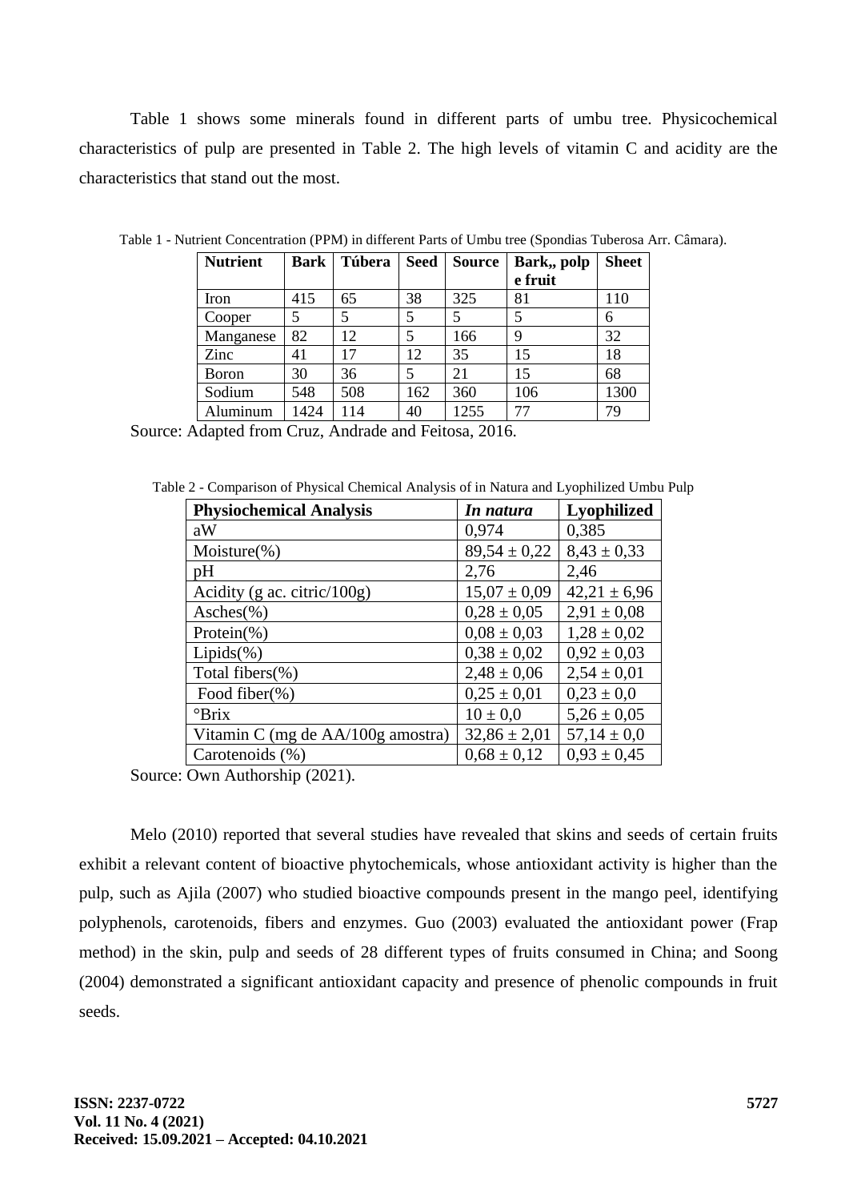Table 1 shows some minerals found in different parts of umbu tree. Physicochemical characteristics of pulp are presented in Table 2. The high levels of vitamin C and acidity are the characteristics that stand out the most.

Table 1 - Nutrient Concentration (PPM) in different Parts of Umbu tree (Spondias Tuberosa Arr. Câmara).

| Nutrient | Bark | Túbera | Seed | Source | Bark,, polp e fruit | Sheet |
|---|---|---|---|---|---|---|
| Iron | 415 | 65 | 38 | 325 | 81 | 110 |
| Cooper | 5 | 5 | 5 | 5 | 5 | 6 |
| Manganese | 82 | 12 | 5 | 166 | 9 | 32 |
| Zinc | 41 | 17 | 12 | 35 | 15 | 18 |
| Boron | 30 | 36 | 5 | 21 | 15 | 68 |
| Sodium | 548 | 508 | 162 | 360 | 106 | 1300 |
| Aluminum | 1424 | 114 | 40 | 1255 | 77 | 79 |

Source: Adapted from Cruz, Andrade and Feitosa, 2016.

Table 2 - Comparison of Physical Chemical Analysis of in Natura and Lyophilized Umbu Pulp

| Physiochemical Analysis | *In natura* | Lyophilized |
|---|---|---|
| aW | 0,974 | 0,385 |
| Moisture(%) | 89,54 ± 0,22 | 8,43 ± 0,33 |
| pH | 2,76 | 2,46 |
| Acidity (g ac. citric/100g) | 15,07 ± 0,09 | 42,21 ± 6,96 |
| Asches(%) | 0,28 ± 0,05 | 2,91 ± 0,08 |
| Protein(%) | 0,08 ± 0,03 | 1,28 ± 0,02 |
| Lipids(%) | 0,38 ± 0,02 | 0,92 ± 0,03 |
| Total fibers(%) | 2,48 ± 0,06 | 2,54 ± 0,01 |
| Food fiber(%) | 0,25 ± 0,01 | 0,23 ± 0,0 |
| °Brix | 10 ± 0,0 | 5,26 ± 0,05 |
| Vitamin C (mg de AA/100g amostra) | 32,86 ± 2,01 | 57,14 ± 0,0 |
| Carotenoids (%) | 0,68 ± 0,12 | 0,93 ± 0,45 |

Source: Own Authorship (2021).

Melo (2010) reported that several studies have revealed that skins and seeds of certain fruits exhibit a relevant content of bioactive phytochemicals, whose antioxidant activity is higher than the pulp, such as Ajila (2007) who studied bioactive compounds present in the mango peel, identifying polyphenols, carotenoids, fibers and enzymes. Guo (2003) evaluated the antioxidant power (Frap method) in the skin, pulp and seeds of 28 different types of fruits consumed in China; and Soong (2004) demonstrated a significant antioxidant capacity and presence of phenolic compounds in fruit seeds.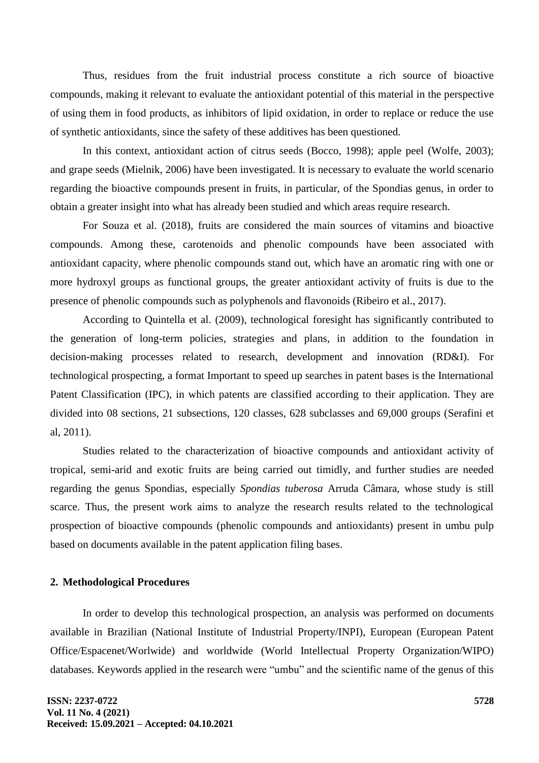Thus, residues from the fruit industrial process constitute a rich source of bioactive compounds, making it relevant to evaluate the antioxidant potential of this material in the perspective of using them in food products, as inhibitors of lipid oxidation, in order to replace or reduce the use of synthetic antioxidants, since the safety of these additives has been questioned.

In this context, antioxidant action of citrus seeds (Bocco, 1998); apple peel (Wolfe, 2003); and grape seeds (Mielnik, 2006) have been investigated. It is necessary to evaluate the world scenario regarding the bioactive compounds present in fruits, in particular, of the Spondias genus, in order to obtain a greater insight into what has already been studied and which areas require research.

For Souza et al. (2018), fruits are considered the main sources of vitamins and bioactive compounds. Among these, carotenoids and phenolic compounds have been associated with antioxidant capacity, where phenolic compounds stand out, which have an aromatic ring with one or more hydroxyl groups as functional groups, the greater antioxidant activity of fruits is due to the presence of phenolic compounds such as polyphenols and flavonoids (Ribeiro et al., 2017).

According to Quintella et al. (2009), technological foresight has significantly contributed to the generation of long-term policies, strategies and plans, in addition to the foundation in decision-making processes related to research, development and innovation (RD&I). For technological prospecting, a format Important to speed up searches in patent bases is the International Patent Classification (IPC), in which patents are classified according to their application. They are divided into 08 sections, 21 subsections, 120 classes, 628 subclasses and 69,000 groups (Serafini et al, 2011).

Studies related to the characterization of bioactive compounds and antioxidant activity of tropical, semi-arid and exotic fruits are being carried out timidly, and further studies are needed regarding the genus Spondias, especially *Spondias tuberosa* Arruda Câmara, whose study is still scarce. Thus, the present work aims to analyze the research results related to the technological prospection of bioactive compounds (phenolic compounds and antioxidants) present in umbu pulp based on documents available in the patent application filing bases.

## 2. Methodological Procedures

In order to develop this technological prospection, an analysis was performed on documents available in Brazilian (National Institute of Industrial Property/INPI), European (European Patent Office/Espacenet/Worlwide) and worldwide (World Intellectual Property Organization/WIPO) databases. Keywords applied in the research were "umbu" and the scientific name of the genus of this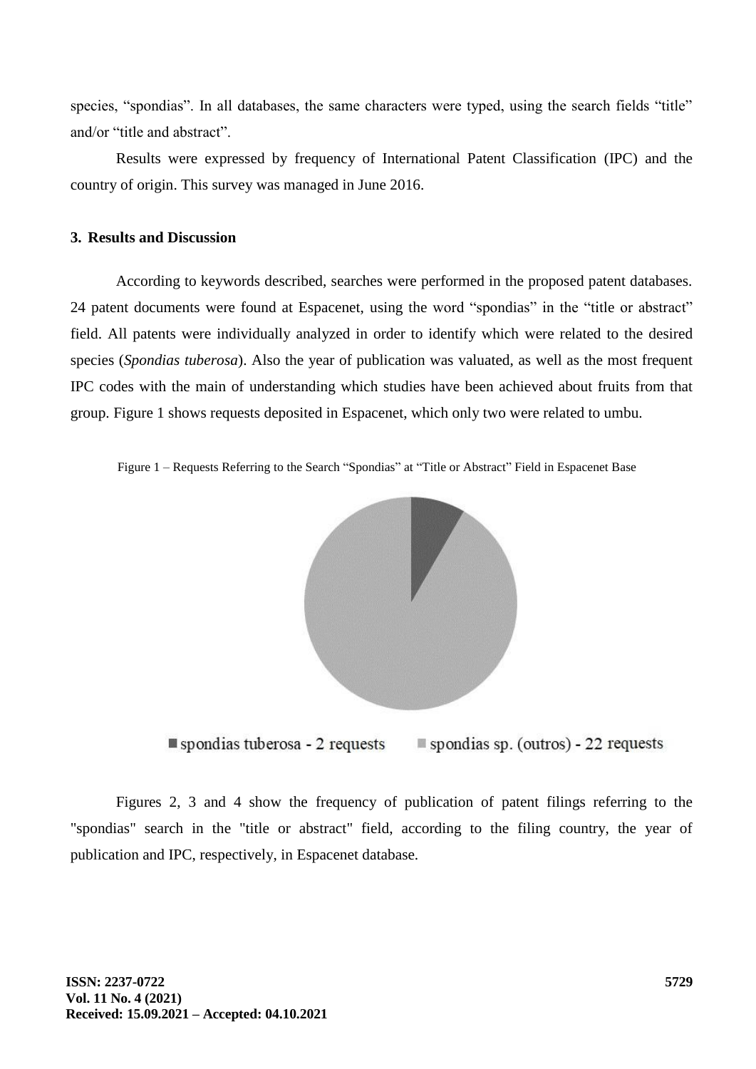species, “spondias”. In all databases, the same characters were typed, using the search fields “title” and/or “title and abstract”.

Results were expressed by frequency of International Patent Classification (IPC) and the country of origin. This survey was managed in June 2016.

## 3. Results and Discussion

According to keywords described, searches were performed in the proposed patent databases. 24 patent documents were found at Espacenet, using the word “spondias” in the “title or abstract” field. All patents were individually analyzed in order to identify which were related to the desired species (*Spondias tuberosa*). Also the year of publication was valuated, as well as the most frequent IPC codes with the main of understanding which studies have been achieved about fruits from that group. Figure 1 shows requests deposited in Espacenet, which only two were related to umbu.

Figure 1 – Requests Referring to the Search “Spondias” at “Title or Abstract” Field in Espacenet Base

spondias tuberosa - 2 requests    spondias sp. (outros) - 22 requests

Figures 2, 3 and 4 show the frequency of publication of patent filings referring to the "spondias" search in the "title or abstract" field, according to the filing country, the year of publication and IPC, respectively, in Espacenet database.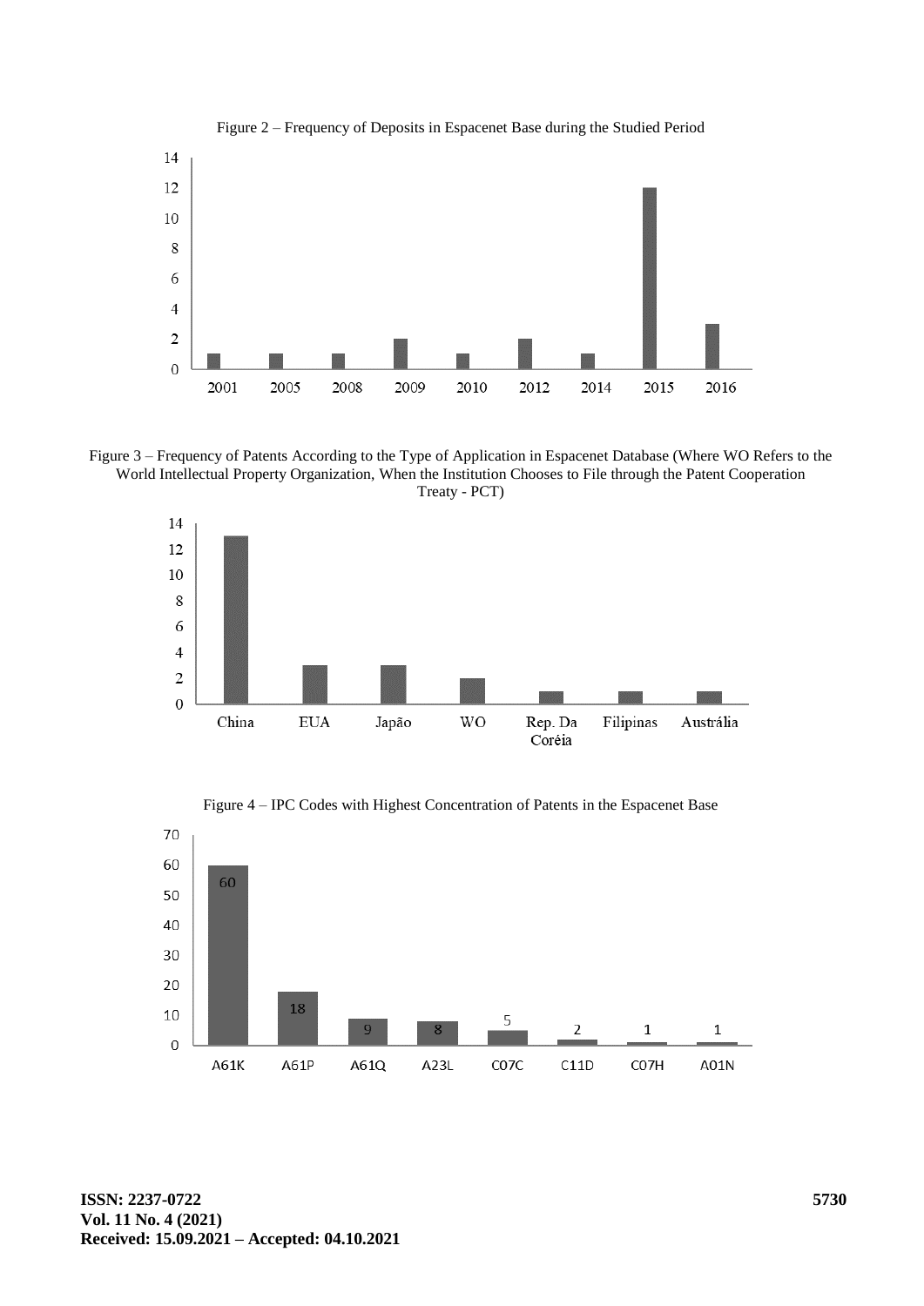Figure 2 – Frequency of Deposits in Espacenet Base during the Studied Period

Figure 3 – Frequency of Patents According to the Type of Application in Espacenet Database (Where WO Refers to the World Intellectual Property Organization, When the Institution Chooses to File through the Patent Cooperation Treaty - PCT)

Figure 4 – IPC Codes with Highest Concentration of Patents in the Espacenet Base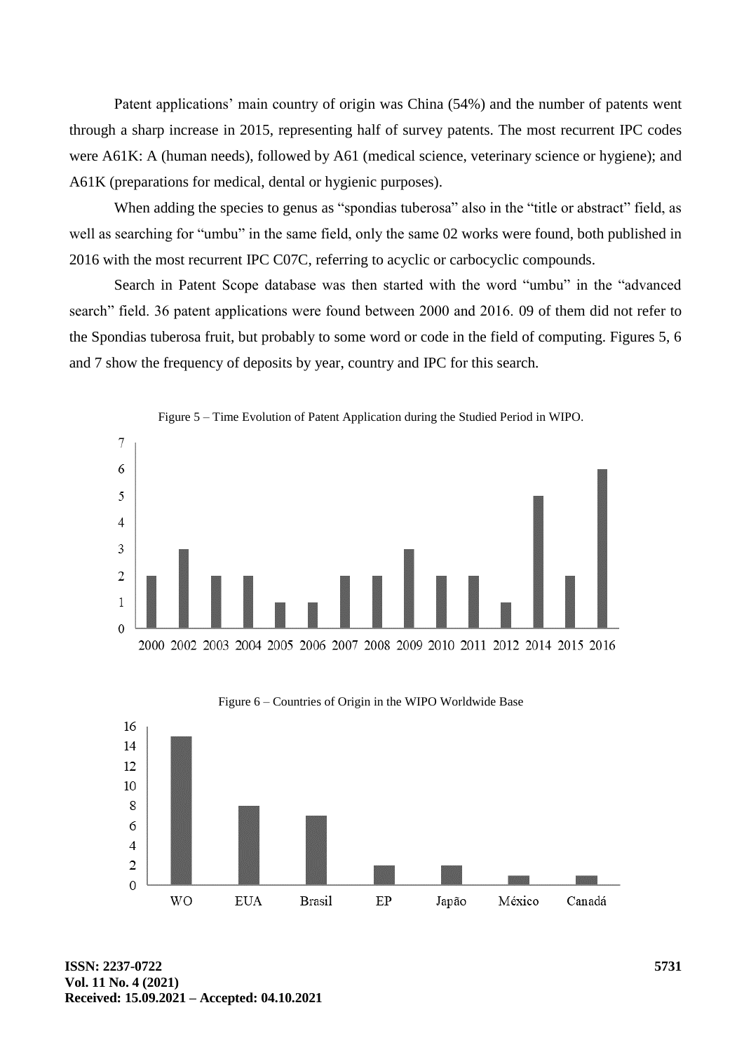Patent applications' main country of origin was China (54%) and the number of patents went through a sharp increase in 2015, representing half of survey patents. The most recurrent IPC codes were A61K: A (human needs), followed by A61 (medical science, veterinary science or hygiene); and A61K (preparations for medical, dental or hygienic purposes).

When adding the species to genus as "spondias tuberosa" also in the "title or abstract" field, as well as searching for "umbu" in the same field, only the same 02 works were found, both published in 2016 with the most recurrent IPC C07C, referring to acyclic or carbocyclic compounds.

Search in Patent Scope database was then started with the word "umbu" in the "advanced search" field. 36 patent applications were found between 2000 and 2016. 09 of them did not refer to the Spondias tuberosa fruit, but probably to some word or code in the field of computing. Figures 5, 6 and 7 show the frequency of deposits by year, country and IPC for this search.

Figure 5 – Time Evolution of Patent Application during the Studied Period in WIPO.

| Year | Count |
|---|---|
| 2000 | 2 |
| 2002 | 3 |
| 2003 | 2 |
| 2004 | 2 |
| 2005 | 1 |
| 2006 | 1 |
| 2007 | 2 |
| 2008 | 2 |
| 2009 | 3 |
| 2010 | 2 |
| 2011 | 2 |
| 2012 | 1 |
| 2014 | 5 |
| 2015 | 2 |
| 2016 | 6 |

Figure 6 – Countries of Origin in the WIPO Worldwide Base

| Country | Count |
|---|---|
| WO | 15 |
| EUA | 8 |
| Brasil | 7 |
| EP | 2 |
| Japão | 2 |
| México | 1 |
| Canadá | 1 |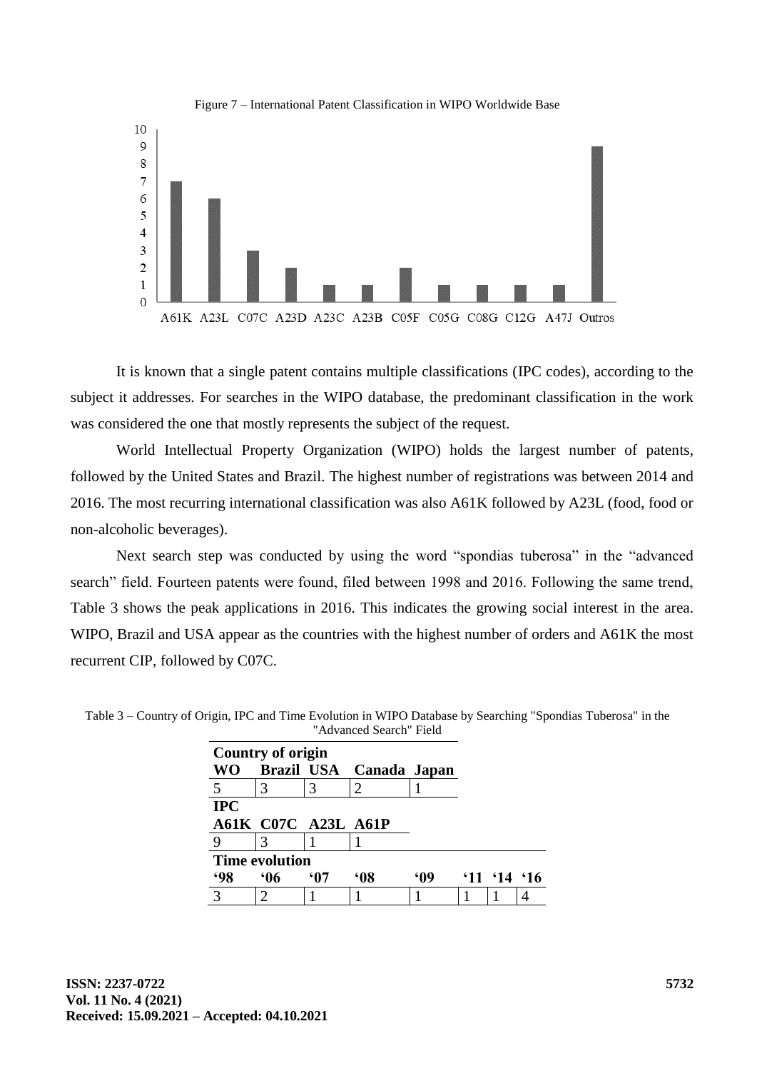Figure 7 – International Patent Classification in WIPO Worldwide Base

| A61K | A23L | C07C | A23D | A23C | A23B | C05F | C05G | C08G | C12G | A47J | Outros |
|---|---|---|---|---|---|---|---|---|---|---|---|
| 7 | 6 | 3 | 2 | 1 | 1 | 2 | 1 | 1 | 1 | 1 | 9 |

It is known that a single patent contains multiple classifications (IPC codes), according to the subject it addresses. For searches in the WIPO database, the predominant classification in the work was considered the one that mostly represents the subject of the request.

World Intellectual Property Organization (WIPO) holds the largest number of patents, followed by the United States and Brazil. The highest number of registrations was between 2014 and 2016. The most recurring international classification was also A61K followed by A23L (food, food or non-alcoholic beverages).

Next search step was conducted by using the word "spondias tuberosa" in the "advanced search" field. Fourteen patents were found, filed between 1998 and 2016. Following the same trend, Table 3 shows the peak applications in 2016. This indicates the growing social interest in the area. WIPO, Brazil and USA appear as the countries with the highest number of orders and A61K the most recurrent CIP, followed by C07C.

Table 3 – Country of Origin, IPC and Time Evolution in WIPO Database by Searching "Spondias Tuberosa" in the "Advanced Search" Field

| **Country of origin** | | | | | | | |
|---|---|---|---|---|---|---|---|
| **WO** | **Brazil** | **USA** | **Canada** | **Japan** | | | |
| 5 | 3 | 3 | 2 | 1 | | | |
| **IPC** | | | | | | | |
| **A61K** | **C07C** | **A23L** | **A61P** | | | | |
| 9 | 3 | 1 | 1 | | | | |
| **Time evolution** | | | | | | | |
| **'98** | **'06** | **'07** | **'08** | **'09** | **'11** | **'14** | **'16** |
| 3 | 2 | 1 | 1 | 1 | 1 | 1 | 4 |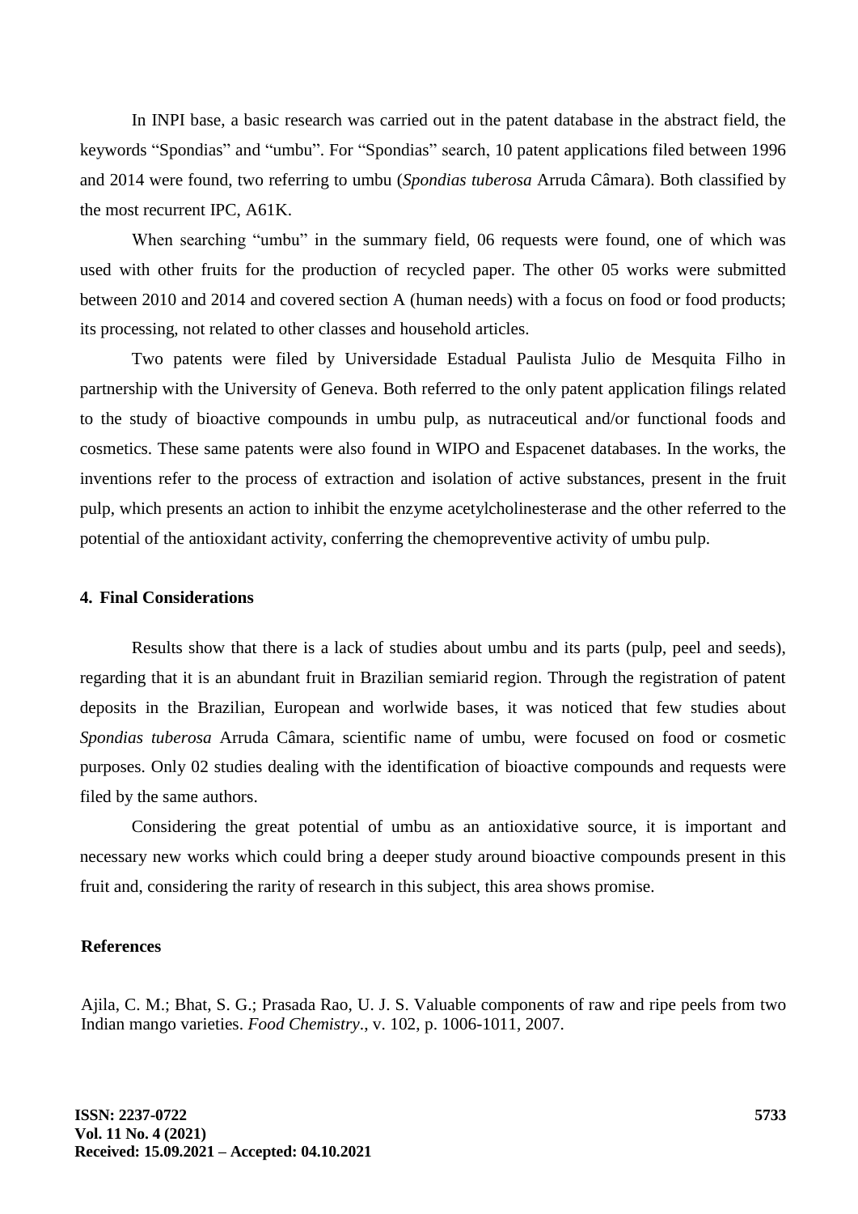In INPI base, a basic research was carried out in the patent database in the abstract field, the keywords "Spondias" and "umbu". For "Spondias" search, 10 patent applications filed between 1996 and 2014 were found, two referring to umbu (*Spondias tuberosa* Arruda Câmara). Both classified by the most recurrent IPC, A61K.

When searching "umbu" in the summary field, 06 requests were found, one of which was used with other fruits for the production of recycled paper. The other 05 works were submitted between 2010 and 2014 and covered section A (human needs) with a focus on food or food products; its processing, not related to other classes and household articles.

Two patents were filed by Universidade Estadual Paulista Julio de Mesquita Filho in partnership with the University of Geneva. Both referred to the only patent application filings related to the study of bioactive compounds in umbu pulp, as nutraceutical and/or functional foods and cosmetics. These same patents were also found in WIPO and Espacenet databases. In the works, the inventions refer to the process of extraction and isolation of active substances, present in the fruit pulp, which presents an action to inhibit the enzyme acetylcholinesterase and the other referred to the potential of the antioxidant activity, conferring the chemopreventive activity of umbu pulp.

## 4. Final Considerations

Results show that there is a lack of studies about umbu and its parts (pulp, peel and seeds), regarding that it is an abundant fruit in Brazilian semiarid region. Through the registration of patent deposits in the Brazilian, European and worlwide bases, it was noticed that few studies about *Spondias tuberosa* Arruda Câmara, scientific name of umbu, were focused on food or cosmetic purposes. Only 02 studies dealing with the identification of bioactive compounds and requests were filed by the same authors.

Considering the great potential of umbu as an antioxidative source, it is important and necessary new works which could bring a deeper study around bioactive compounds present in this fruit and, considering the rarity of research in this subject, this area shows promise.

## References

Ajila, C. M.; Bhat, S. G.; Prasada Rao, U. J. S. Valuable components of raw and ripe peels from two Indian mango varieties. *Food Chemistry*., v. 102, p. 1006-1011, 2007.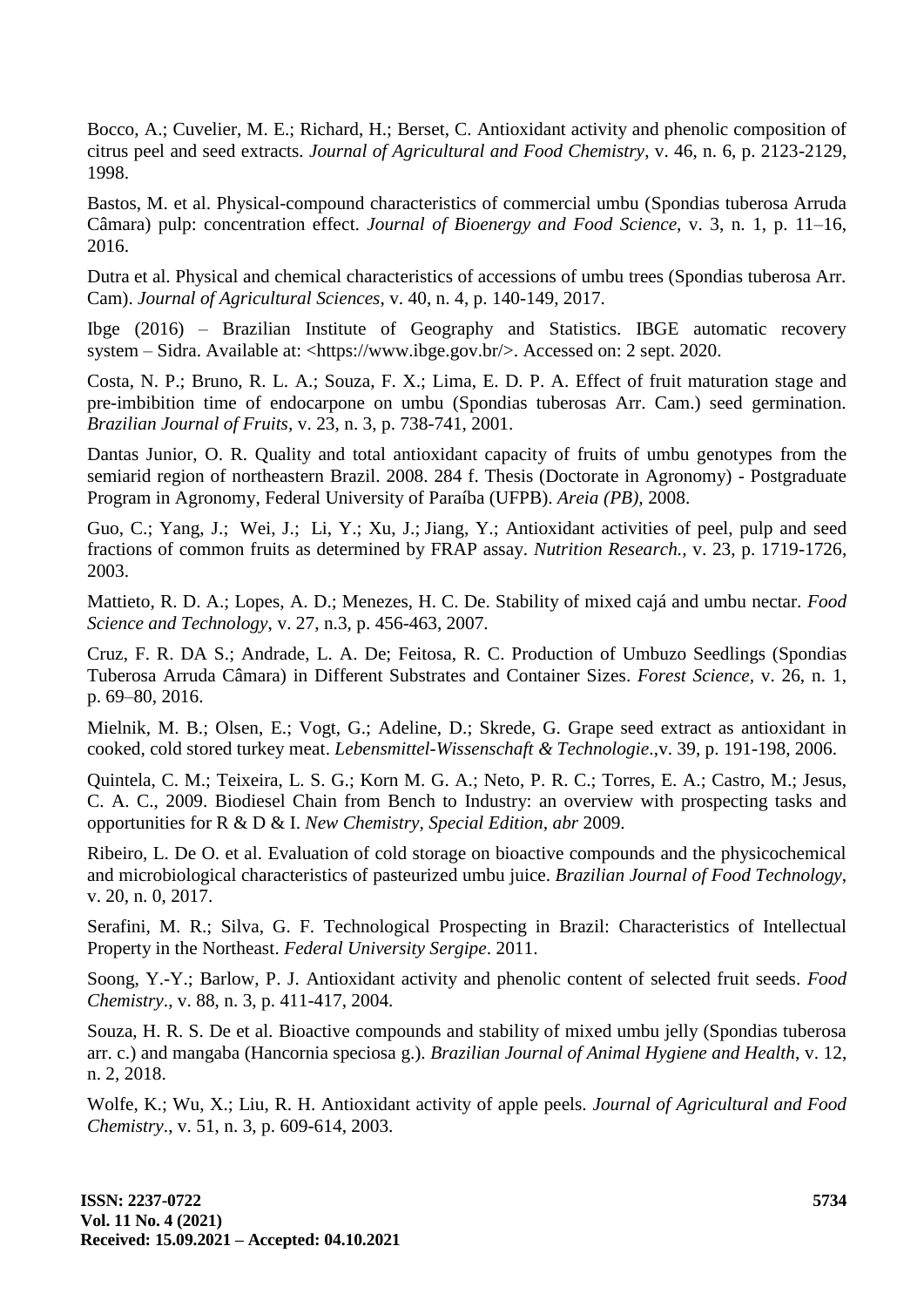Bocco, A.; Cuvelier, M. E.; Richard, H.; Berset, C. Antioxidant activity and phenolic composition of citrus peel and seed extracts. *Journal of Agricultural and Food Chemistry*, v. 46, n. 6, p. 2123-2129, 1998.

Bastos, M. et al. Physical-compound characteristics of commercial umbu (Spondias tuberosa Arruda Câmara) pulp: concentration effect. *Journal of Bioenergy and Food Science*, v. 3, n. 1, p. 11–16, 2016.

Dutra et al. Physical and chemical characteristics of accessions of umbu trees (Spondias tuberosa Arr. Cam). *Journal of Agricultural Sciences*, v. 40, n. 4, p. 140-149, 2017.

Ibge (2016) – Brazilian Institute of Geography and Statistics. IBGE automatic recovery system – Sidra. Available at: <https://www.ibge.gov.br/>. Accessed on: 2 sept. 2020.

Costa, N. P.; Bruno, R. L. A.; Souza, F. X.; Lima, E. D. P. A. Effect of fruit maturation stage and pre-imbibition time of endocarpone on umbu (Spondias tuberosas Arr. Cam.) seed germination. *Brazilian Journal of Fruits*, v. 23, n. 3, p. 738-741, 2001.

Dantas Junior, O. R. Quality and total antioxidant capacity of fruits of umbu genotypes from the semiarid region of northeastern Brazil. 2008. 284 f. Thesis (Doctorate in Agronomy) - Postgraduate Program in Agronomy, Federal University of Paraíba (UFPB). *Areia (PB)*, 2008.

Guo, C.; Yang, J.; Wei, J.; Li, Y.; Xu, J.; Jiang, Y.; Antioxidant activities of peel, pulp and seed fractions of common fruits as determined by FRAP assay. *Nutrition Research.*, v. 23, p. 1719-1726, 2003.

Mattieto, R. D. A.; Lopes, A. D.; Menezes, H. C. De. Stability of mixed cajá and umbu nectar. *Food Science and Technology*, v. 27, n.3, p. 456-463, 2007.

Cruz, F. R. DA S.; Andrade, L. A. De; Feitosa, R. C. Production of Umbuzo Seedlings (Spondias Tuberosa Arruda Câmara) in Different Substrates and Container Sizes. *Forest Science*, v. 26, n. 1, p. 69–80, 2016.

Mielnik, M. B.; Olsen, E.; Vogt, G.; Adeline, D.; Skrede, G. Grape seed extract as antioxidant in cooked, cold stored turkey meat. *Lebensmittel-Wissenschaft & Technologie*.,v. 39, p. 191-198, 2006.

Quintela, C. M.; Teixeira, L. S. G.; Korn M. G. A.; Neto, P. R. C.; Torres, E. A.; Castro, M.; Jesus, C. A. C., 2009. Biodiesel Chain from Bench to Industry: an overview with prospecting tasks and opportunities for R & D & I. *New Chemistry, Special Edition, abr* 2009.

Ribeiro, L. De O. et al. Evaluation of cold storage on bioactive compounds and the physicochemical and microbiological characteristics of pasteurized umbu juice. *Brazilian Journal of Food Technology*, v. 20, n. 0, 2017.

Serafini, M. R.; Silva, G. F. Technological Prospecting in Brazil: Characteristics of Intellectual Property in the Northeast. *Federal University Sergipe*. 2011.

Soong, Y.-Y.; Barlow, P. J. Antioxidant activity and phenolic content of selected fruit seeds. *Food Chemistry*., v. 88, n. 3, p. 411-417, 2004.

Souza, H. R. S. De et al. Bioactive compounds and stability of mixed umbu jelly (Spondias tuberosa arr. c.) and mangaba (Hancornia speciosa g.). *Brazilian Journal of Animal Hygiene and Health*, v. 12, n. 2, 2018.

Wolfe, K.; Wu, X.; Liu, R. H. Antioxidant activity of apple peels. *Journal of Agricultural and Food Chemistry*., v. 51, n. 3, p. 609-614, 2003.